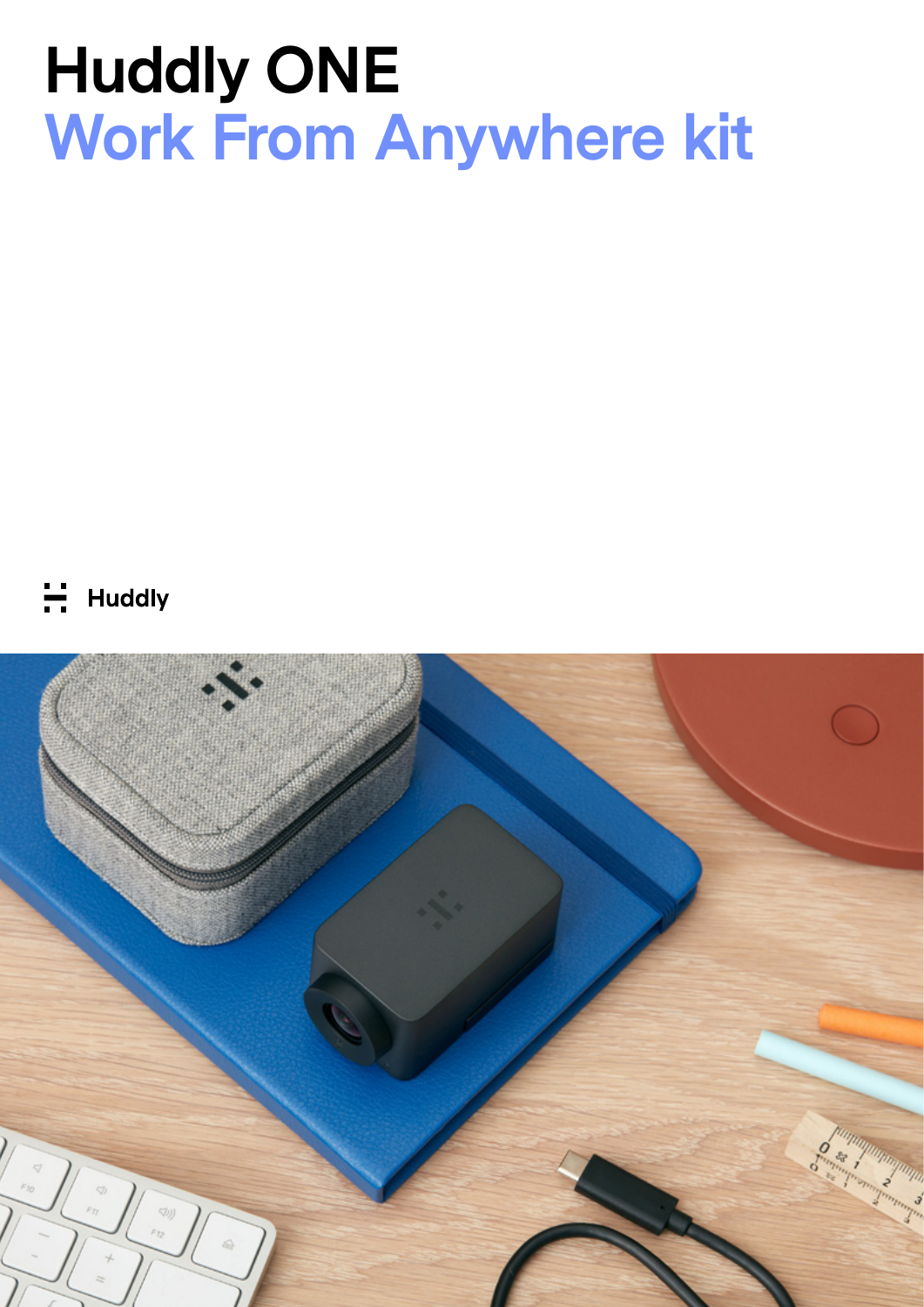# Huddly ONE
# Work From Anywhere kit

Huddly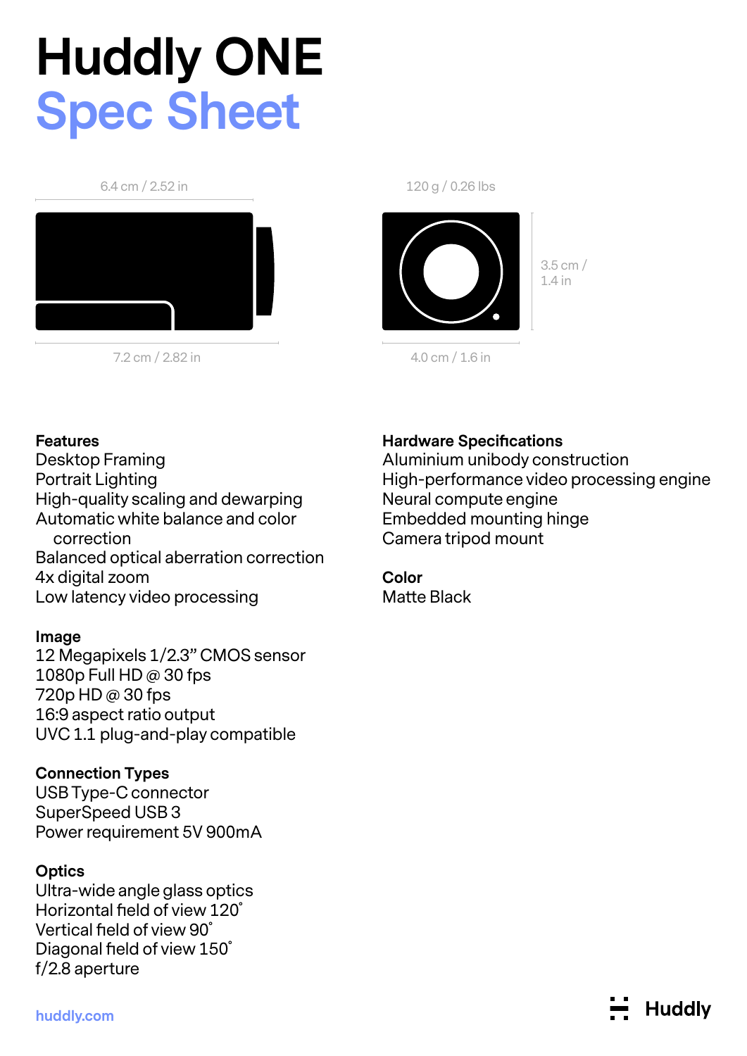# Huddly ONE

## Spec Sheet

6.4 cm / 2.52 in

7.2 cm / 2.82 in

120 g / 0.26 lbs

3.5 cm / 1.4 in

4.0 cm / 1.6 in

### Features

Desktop Framing
Portrait Lighting
High-quality scaling and dewarping
Automatic white balance and color correction
Balanced optical aberration correction
4x digital zoom
Low latency video processing

### Image

12 Megapixels 1/2.3” CMOS sensor
1080p Full HD @ 30 fps
720p HD @ 30 fps
16:9 aspect ratio output
UVC 1.1 plug-and-play compatible

### Connection Types

USB Type-C connector
SuperSpeed USB 3
Power requirement 5V 900mA

### Optics

Ultra-wide angle glass optics
Horizontal field of view 120˚
Vertical field of view 90˚
Diagonal field of view 150˚
f/2.8 aperture

### Hardware Specifications

Aluminium unibody construction
High-performance video processing engine
Neural compute engine
Embedded mounting hinge
Camera tripod mount

### Color

Matte Black

huddly.com

Huddly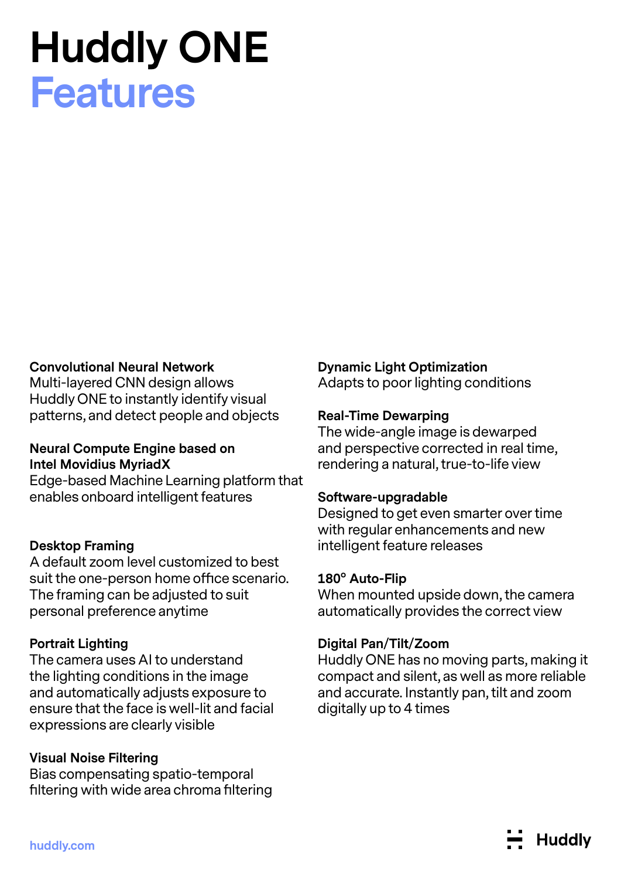# Huddly ONE
## Features

**Convolutional Neural Network**
Multi-layered CNN design allows Huddly ONE to instantly identify visual patterns, and detect people and objects

**Neural Compute Engine based on Intel Movidius MyriadX**
Edge-based Machine Learning platform that enables onboard intelligent features

**Desktop Framing**
A default zoom level customized to best suit the one-person home office scenario. The framing can be adjusted to suit personal preference anytime

**Portrait Lighting**
The camera uses AI to understand the lighting conditions in the image and automatically adjusts exposure to ensure that the face is well-lit and facial expressions are clearly visible

**Visual Noise Filtering**
Bias compensating spatio-temporal filtering with wide area chroma filtering

**Dynamic Light Optimization**
Adapts to poor lighting conditions

**Real-Time Dewarping**
The wide-angle image is dewarped and perspective corrected in real time, rendering a natural, true-to-life view

**Software-upgradable**
Designed to get even smarter over time with regular enhancements and new intelligent feature releases

**180° Auto-Flip**
When mounted upside down, the camera automatically provides the correct view

**Digital Pan/Tilt/Zoom**
Huddly ONE has no moving parts, making it compact and silent, as well as more reliable and accurate. Instantly pan, tilt and zoom digitally up to 4 times

huddly.com

Huddly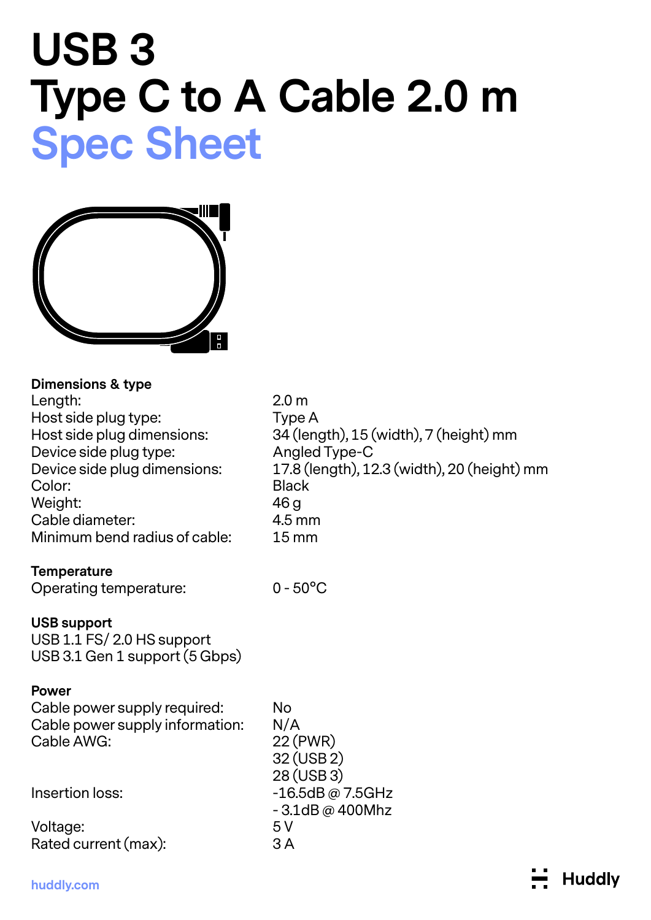# USB 3
# Type C to A Cable 2.0 m
## Spec Sheet

**Dimensions & type**

| | |
|---|---|
| Length: | 2.0 m |
| Host side plug type: | Type A |
| Host side plug dimensions: | 34 (length), 15 (width), 7 (height) mm |
| Device side plug type: | Angled Type-C |
| Device side plug dimensions: | 17.8 (length), 12.3 (width), 20 (height) mm |
| Color: | Black |
| Weight: | 46 g |
| Cable diameter: | 4.5 mm |
| Minimum bend radius of cable: | 15 mm |

**Temperature**

| | |
|---|---|
| Operating temperature: | 0 - 50°C |

**USB support**

USB 1.1 FS/ 2.0 HS support
USB 3.1 Gen 1 support (5 Gbps)

**Power**

| | |
|---|---|
| Cable power supply required: | No |
| Cable power supply information: | N/A |
| Cable AWG: | 22 (PWR)<br>32 (USB 2)<br>28 (USB 3) |
| Insertion loss: | -16.5dB @ 7.5GHz<br>- 3.1dB @ 400Mhz |
| Voltage: | 5 V |
| Rated current (max): | 3 A |

huddly.com

Huddly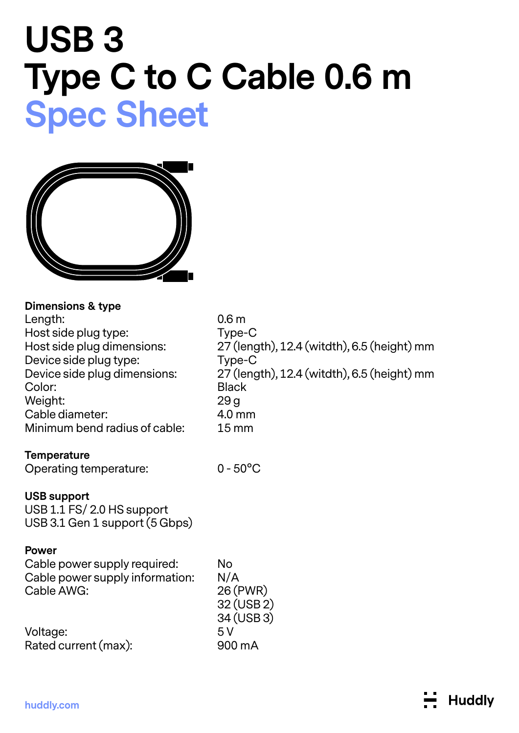# USB 3
# Type C to C Cable 0.6 m
## Spec Sheet

**Dimensions & type**

| | |
|---|---|
| Length: | 0.6 m |
| Host side plug type: | Type-C |
| Host side plug dimensions: | 27 (length), 12.4 (witdth), 6.5 (height) mm |
| Device side plug type: | Type-C |
| Device side plug dimensions: | 27 (length), 12.4 (witdth), 6.5 (height) mm |
| Color: | Black |
| Weight: | 29 g |
| Cable diameter: | 4.0 mm |
| Minimum bend radius of cable: | 15 mm |

**Temperature**

| | |
|---|---|
| Operating temperature: | 0 - 50°C |

**USB support**

USB 1.1 FS/ 2.0 HS support
USB 3.1 Gen 1 support (5 Gbps)

**Power**

| | |
|---|---|
| Cable power supply required: | No |
| Cable power supply information: | N/A |
| Cable AWG: | 26 (PWR)<br>32 (USB 2)<br>34 (USB 3) |
| Voltage: | 5 V |
| Rated current (max): | 900 mA |

huddly.com

Huddly